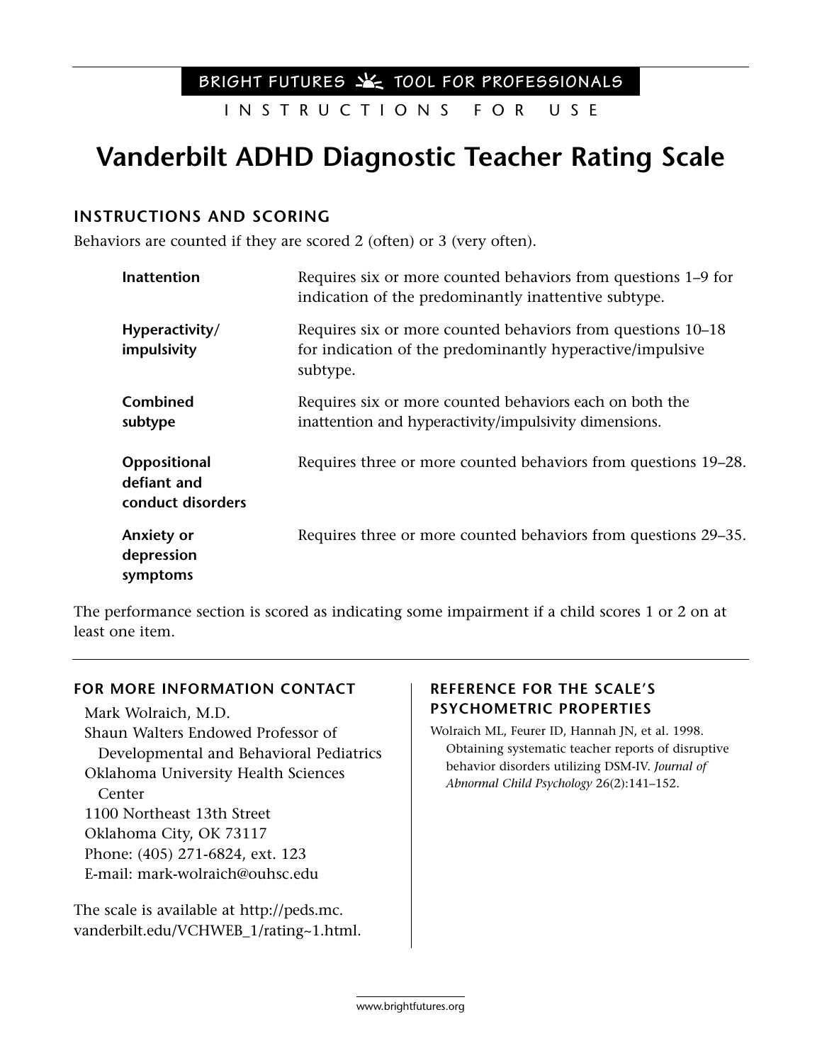BRIGHT FUTURES TOOL FOR PROFESSIONALS

INSTRUCTIONS FOR USE

# Vanderbilt ADHD Diagnostic Teacher Rating Scale

## INSTRUCTIONS AND SCORING

Behaviors are counted if they are scored 2 (often) or 3 (very often).

| | |
|---|---|
| **Inattention** | Requires six or more counted behaviors from questions 1–9 for indication of the predominantly inattentive subtype. |
| **Hyperactivity/ impulsivity** | Requires six or more counted behaviors from questions 10–18 for indication of the predominantly hyperactive/impulsive subtype. |
| **Combined subtype** | Requires six or more counted behaviors each on both the inattention and hyperactivity/impulsivity dimensions. |
| **Oppositional defiant and conduct disorders** | Requires three or more counted behaviors from questions 19–28. |
| **Anxiety or depression symptoms** | Requires three or more counted behaviors from questions 29–35. |

The performance section is scored as indicating some impairment if a child scores 1 or 2 on at least one item.

### FOR MORE INFORMATION CONTACT

Mark Wolraich, M.D.
Shaun Walters Endowed Professor of Developmental and Behavioral Pediatrics
Oklahoma University Health Sciences Center
1100 Northeast 13th Street
Oklahoma City, OK 73117
Phone: (405) 271-6824, ext. 123
E-mail: mark-wolraich@ouhsc.edu

The scale is available at http://peds.mc.vanderbilt.edu/VCHWEB_1/rating~1.html.

### REFERENCE FOR THE SCALE'S PSYCHOMETRIC PROPERTIES

Wolraich ML, Feurer ID, Hannah JN, et al. 1998. Obtaining systematic teacher reports of disruptive behavior disorders utilizing DSM-IV. *Journal of Abnormal Child Psychology* 26(2):141–152.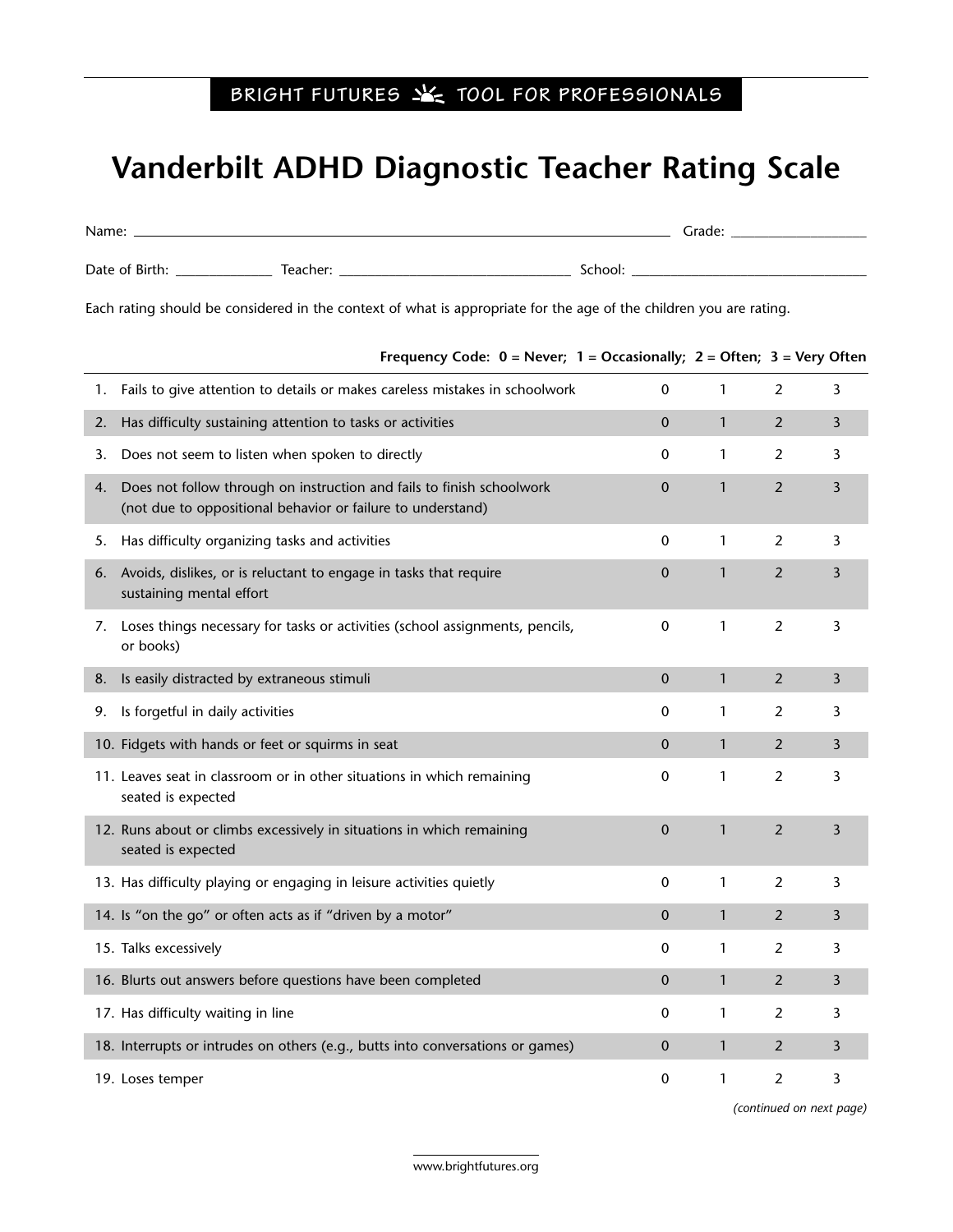BRIGHT FUTURES TOOL FOR PROFESSIONALS

# Vanderbilt ADHD Diagnostic Teacher Rating Scale

Name: ______________________________ Grade: ______________

Date of Birth: __________ Teacher: ____________________ School: ____________________

Each rating should be considered in the context of what is appropriate for the age of the children you are rating.

| | **Frequency Code: 0 = Never; 1 = Occasionally; 2 = Often; 3 = Very Often** | | | | |
|---|---|---|---|---|---|
| 1. | Fails to give attention to details or makes careless mistakes in schoolwork | 0 | 1 | 2 | 3 |
| 2. | Has difficulty sustaining attention to tasks or activities | 0 | 1 | 2 | 3 |
| 3. | Does not seem to listen when spoken to directly | 0 | 1 | 2 | 3 |
| 4. | Does not follow through on instruction and fails to finish schoolwork (not due to oppositional behavior or failure to understand) | 0 | 1 | 2 | 3 |
| 5. | Has difficulty organizing tasks and activities | 0 | 1 | 2 | 3 |
| 6. | Avoids, dislikes, or is reluctant to engage in tasks that require sustaining mental effort | 0 | 1 | 2 | 3 |
| 7. | Loses things necessary for tasks or activities (school assignments, pencils, or books) | 0 | 1 | 2 | 3 |
| 8. | Is easily distracted by extraneous stimuli | 0 | 1 | 2 | 3 |
| 9. | Is forgetful in daily activities | 0 | 1 | 2 | 3 |
| 10. | Fidgets with hands or feet or squirms in seat | 0 | 1 | 2 | 3 |
| 11. | Leaves seat in classroom or in other situations in which remaining seated is expected | 0 | 1 | 2 | 3 |
| 12. | Runs about or climbs excessively in situations in which remaining seated is expected | 0 | 1 | 2 | 3 |
| 13. | Has difficulty playing or engaging in leisure activities quietly | 0 | 1 | 2 | 3 |
| 14. | Is "on the go" or often acts as if "driven by a motor" | 0 | 1 | 2 | 3 |
| 15. | Talks excessively | 0 | 1 | 2 | 3 |
| 16. | Blurts out answers before questions have been completed | 0 | 1 | 2 | 3 |
| 17. | Has difficulty waiting in line | 0 | 1 | 2 | 3 |
| 18. | Interrupts or intrudes on others (e.g., butts into conversations or games) | 0 | 1 | 2 | 3 |
| 19. | Loses temper | 0 | 1 | 2 | 3 |

*(continued on next page)*

www.brightfutures.org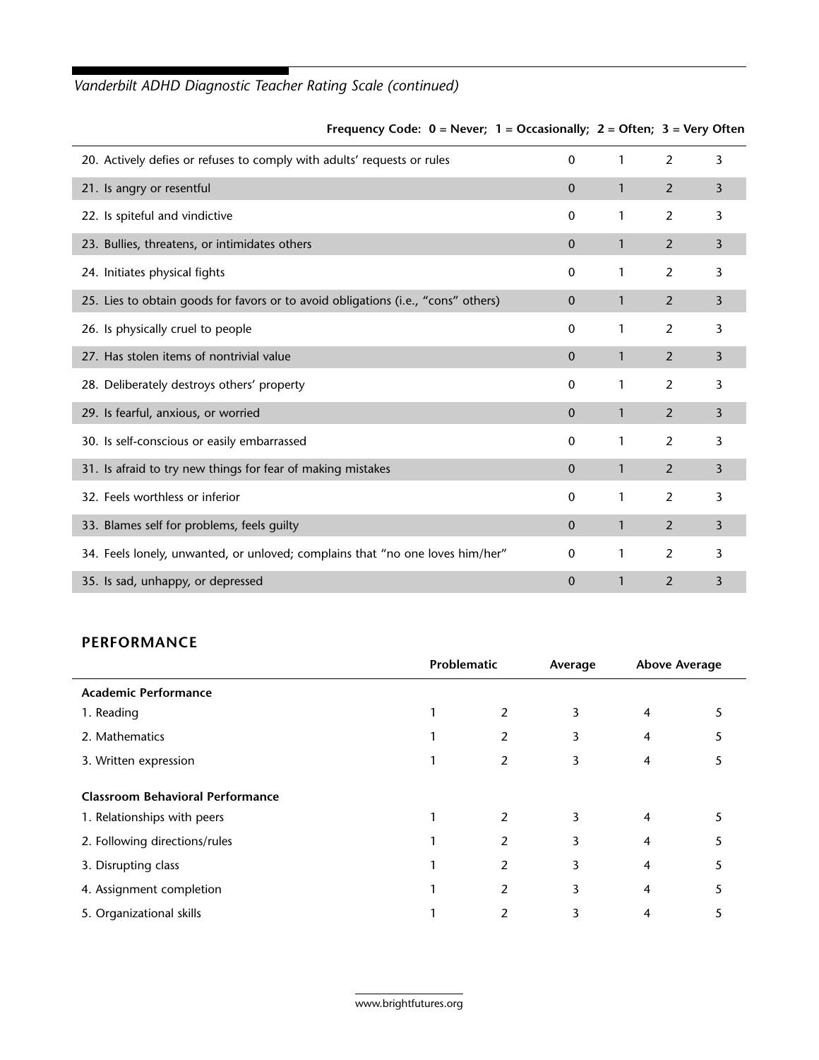*Vanderbilt ADHD Diagnostic Teacher Rating Scale (continued)*

| | Frequency Code: 0 = Never; 1 = Occasionally; 2 = Often; 3 = Very Often | | | |
|---|---|---|---|---|
| 20. Actively defies or refuses to comply with adults' requests or rules | 0 | 1 | 2 | 3 |
| 21. Is angry or resentful | 0 | 1 | 2 | 3 |
| 22. Is spiteful and vindictive | 0 | 1 | 2 | 3 |
| 23. Bullies, threatens, or intimidates others | 0 | 1 | 2 | 3 |
| 24. Initiates physical fights | 0 | 1 | 2 | 3 |
| 25. Lies to obtain goods for favors or to avoid obligations (i.e., "cons" others) | 0 | 1 | 2 | 3 |
| 26. Is physically cruel to people | 0 | 1 | 2 | 3 |
| 27. Has stolen items of nontrivial value | 0 | 1 | 2 | 3 |
| 28. Deliberately destroys others' property | 0 | 1 | 2 | 3 |
| 29. Is fearful, anxious, or worried | 0 | 1 | 2 | 3 |
| 30. Is self-conscious or easily embarrassed | 0 | 1 | 2 | 3 |
| 31. Is afraid to try new things for fear of making mistakes | 0 | 1 | 2 | 3 |
| 32. Feels worthless or inferior | 0 | 1 | 2 | 3 |
| 33. Blames self for problems, feels guilty | 0 | 1 | 2 | 3 |
| 34. Feels lonely, unwanted, or unloved; complains that "no one loves him/her" | 0 | 1 | 2 | 3 |
| 35. Is sad, unhappy, or depressed | 0 | 1 | 2 | 3 |

## PERFORMANCE

| | Problematic | | Average | Above Average | |
|---|---|---|---|---|---|
| **Academic Performance** | | | | | |
| 1. Reading | 1 | 2 | 3 | 4 | 5 |
| 2. Mathematics | 1 | 2 | 3 | 4 | 5 |
| 3. Written expression | 1 | 2 | 3 | 4 | 5 |
| **Classroom Behavioral Performance** | | | | | |
| 1. Relationships with peers | 1 | 2 | 3 | 4 | 5 |
| 2. Following directions/rules | 1 | 2 | 3 | 4 | 5 |
| 3. Disrupting class | 1 | 2 | 3 | 4 | 5 |
| 4. Assignment completion | 1 | 2 | 3 | 4 | 5 |
| 5. Organizational skills | 1 | 2 | 3 | 4 | 5 |

www.brightfutures.org